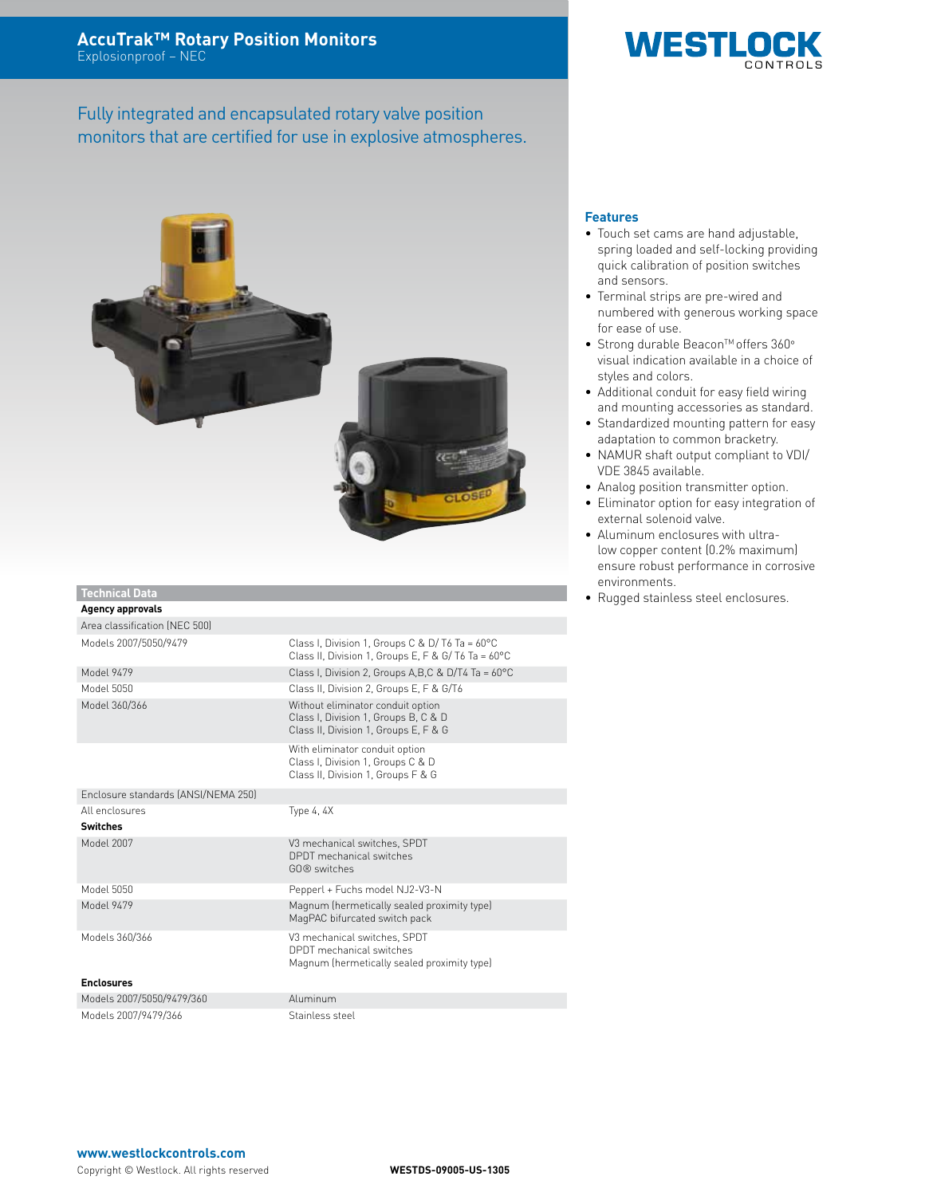# AccuTrak™ Rotary Position Monitors

Explosionproof – NEC

WESTLOCK CONTROLS

Fully integrated and encapsulated rotary valve position monitors that are certified for use in explosive atmospheres.

## Features

- Touch set cams are hand adjustable, spring loaded and self-locking providing quick calibration of position switches and sensors.
- Terminal strips are pre-wired and numbered with generous working space for ease of use.
- Strong durable Beacon™ offers 360° visual indication available in a choice of styles and colors.
- Additional conduit for easy field wiring and mounting accessories as standard.
- Standardized mounting pattern for easy adaptation to common bracketry.
- NAMUR shaft output compliant to VDI/VDE 3845 available.
- Analog position transmitter option.
- Eliminator option for easy integration of external solenoid valve.
- Aluminum enclosures with ultra-low copper content (0.2% maximum) ensure robust performance in corrosive environments.
- Rugged stainless steel enclosures.

## Technical Data

| | |
|---|---|
| **Agency approvals** | |
| Area classification (NEC 500) | |
| Models 2007/5050/9479 | Class I, Division 1, Groups C & D/ T6 Ta = 60°C<br>Class II, Division 1, Groups E, F & G/ T6 Ta = 60°C |
| Model 9479 | Class I, Division 2, Groups A,B,C & D/T4 Ta = 60°C |
| Model 5050 | Class II, Division 2, Groups E, F & G/T6 |
| Model 360/366 | Without eliminator conduit option<br>Class I, Division 1, Groups B, C & D<br>Class II, Division 1, Groups E, F & G |
| | With eliminator conduit option<br>Class I, Division 1, Groups C & D<br>Class II, Division 1, Groups F & G |
| Enclosure standards (ANSI/NEMA 250) | |
| All enclosures | Type 4, 4X |
| **Switches** | |
| Model 2007 | V3 mechanical switches, SPDT<br>DPDT mechanical switches<br>GO® switches |
| Model 5050 | Pepperl + Fuchs model NJ2-V3-N |
| Model 9479 | Magnum (hermetically sealed proximity type)<br>MagPAC bifurcated switch pack |
| Models 360/366 | V3 mechanical switches, SPDT<br>DPDT mechanical switches<br>Magnum (hermetically sealed proximity type) |
| **Enclosures** | |
| Models 2007/5050/9479/360 | Aluminum |
| Models 2007/9479/366 | Stainless steel |

www.westlockcontrols.com

Copyright © Westlock. All rights reserved

WESTDS-09005-US-1305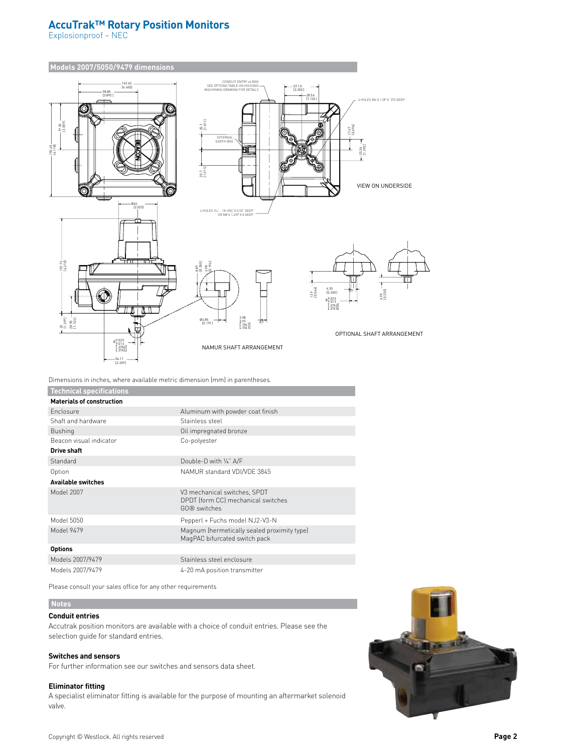# AccuTrak™ Rotary Position Monitors

Explosionproof – NEC

## Models 2007/5050/9479 dimensions

Dimensions in inches, where available metric dimension (mm) in parentheses.

## Technical specifications

| **Materials of construction** | |
|---|---|
| Enclosure | Aluminum with powder coat finish |
| Shaft and hardware | Stainless steel |
| Bushing | Oil impregnated bronze |
| Beacon visual indicator | Co-polyester |
| **Drive shaft** | |
| Standard | Double-D with ¼" A/F |
| Option | NAMUR standard VDI/VDE 3845 |
| **Available switches** | |
| Model 2007 | V3 mechanical switches, SPDT<br>DPDT (form CC) mechanical switches<br>GO® switches |
| Model 5050 | Pepperl + Fuchs model NJ2-V3-N |
| Model 9479 | Magnum (hermetically sealed proximity type)<br>MagPAC bifurcated switch pack |
| **Options** | |
| Models 2007/9479 | Stainless steel enclosure |
| Models 2007/9479 | 4-20 mA position transmitter |

Please consult your sales office for any other requirements

## Notes

### Conduit entries

Accutrak position monitors are available with a choice of conduit entries. Please see the selection guide for standard entries.

### Switches and sensors

For further information see our switches and sensors data sheet.

### Eliminator fitting

A specialist eliminator fitting is available for the purpose of mounting an aftermarket solenoid valve.

Copyright © Westlock. All rights reserved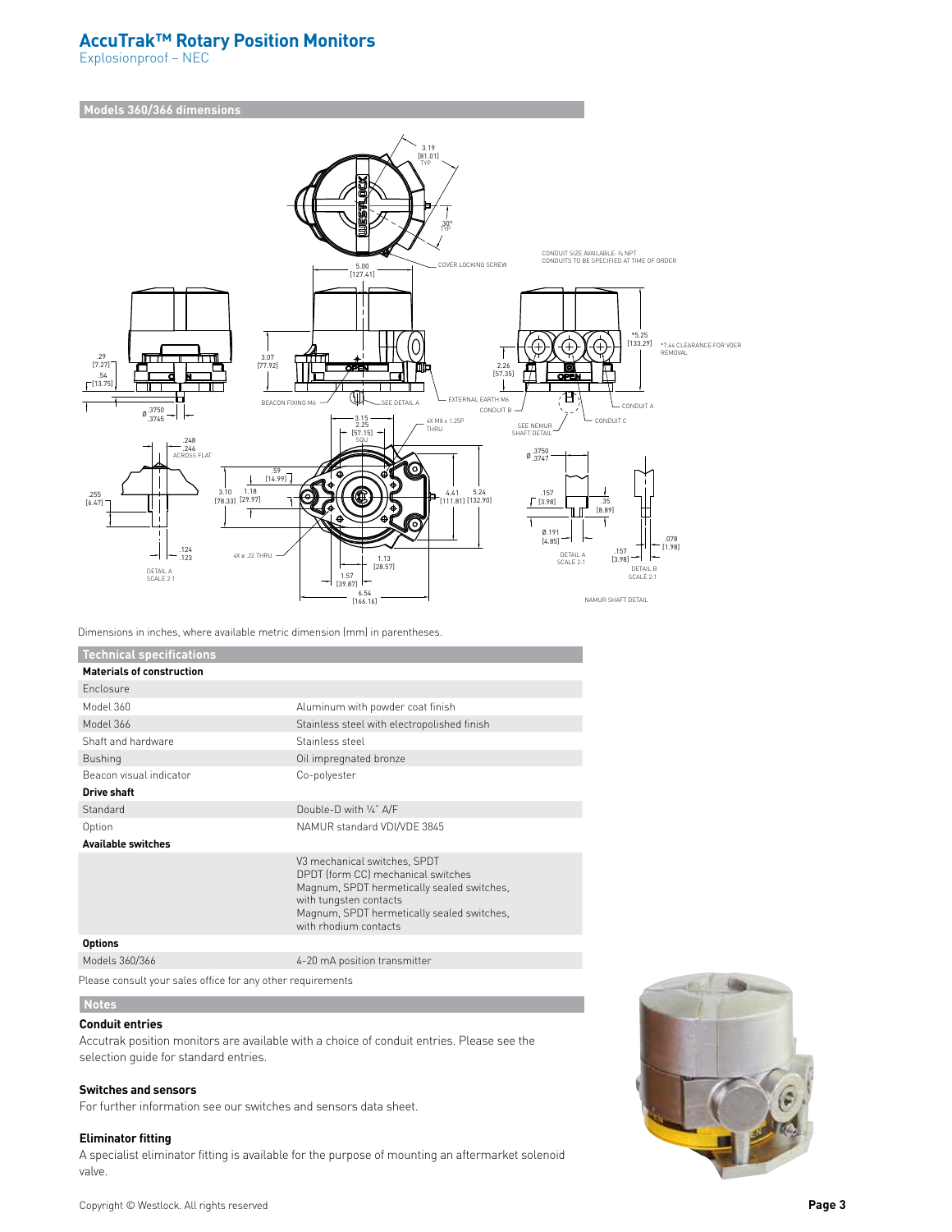# AccuTrak™ Rotary Position Monitors

Explosionproof – NEC

## Models 360/366 dimensions

Dimensions in inches, where available metric dimension (mm) in parentheses.

## Technical specifications

| **Materials of construction** | |
|---|---|
| Enclosure | |
| Model 360 | Aluminum with powder coat finish |
| Model 366 | Stainless steel with electropolished finish |
| Shaft and hardware | Stainless steel |
| Bushing | Oil impregnated bronze |
| Beacon visual indicator | Co-polyester |
| **Drive shaft** | |
| Standard | Double-D with ¼" A/F |
| Option | NAMUR standard VDI/VDE 3845 |
| **Available switches** | |
| | V3 mechanical switches, SPDT<br>DPDT (form CC) mechanical switches<br>Magnum, SPDT hermetically sealed switches, with tungsten contacts<br>Magnum, SPDT hermetically sealed switches, with rhodium contacts |
| **Options** | |
| Models 360/366 | 4-20 mA position transmitter |

Please consult your sales office for any other requirements

## Notes

### Conduit entries

Accutrak position monitors are available with a choice of conduit entries. Please see the selection guide for standard entries.

### Switches and sensors

For further information see our switches and sensors data sheet.

### Eliminator fitting

A specialist eliminator fitting is available for the purpose of mounting an aftermarket solenoid valve.

Copyright © Westlock. All rights reserved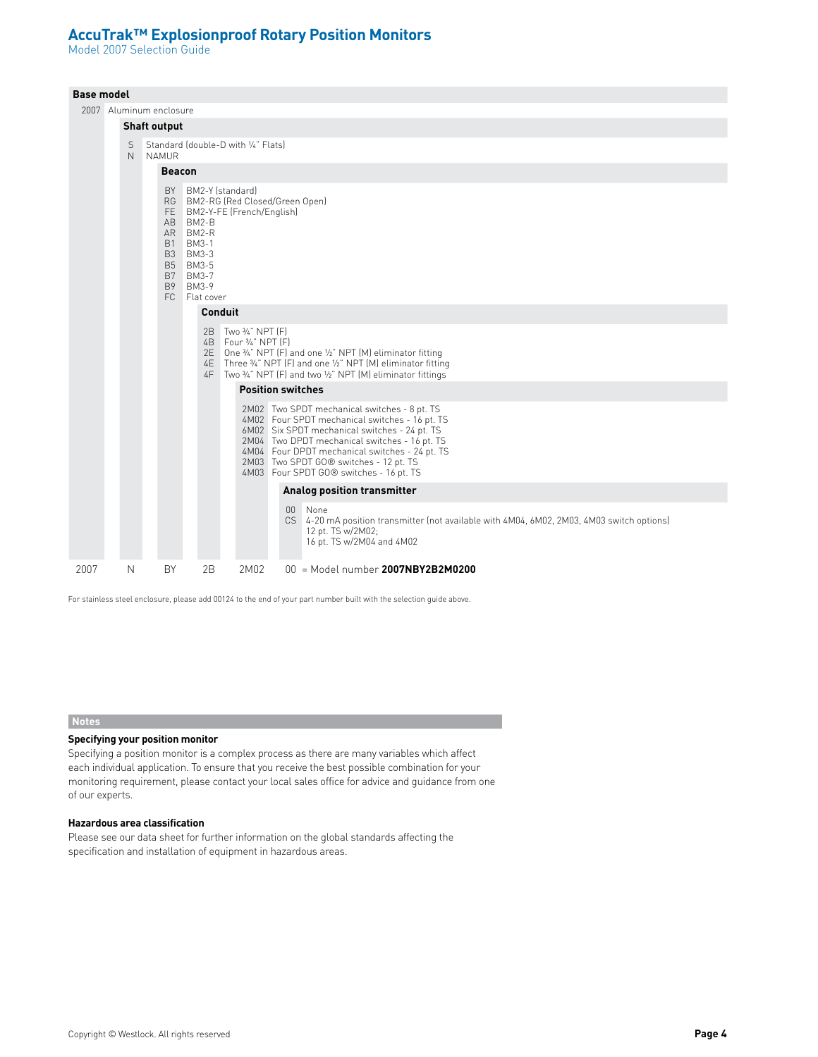# AccuTrak™ Explosionproof Rotary Position Monitors

Model 2007 Selection Guide

### Base model

| Code | Description |
|---|---|
| 2007 | Aluminum enclosure |

### Shaft output

| Code | Description |
|---|---|
| S | Standard (double-D with ¼" Flats) |
| N | NAMUR |

### Beacon

| Code | Description |
|---|---|
| BY | BM2-Y (standard) |
| RG | BM2-RG (Red Closed/Green Open) |
| FE | BM2-Y-FE (French/English) |
| AB | BM2-B |
| AR | BM2-R |
| B1 | BM3-1 |
| B3 | BM3-3 |
| B5 | BM3-5 |
| B7 | BM3-7 |
| B9 | BM3-9 |
| FC | Flat cover |

### Conduit

| Code | Description |
|---|---|
| 2B | Two ¾" NPT (F) |
| 4B | Four ¾" NPT (F) |
| 2E | One ¾" NPT (F) and one ½" NPT (M) eliminator fitting |
| 4E | Three ¾" NPT (F) and one ½" NPT (M) eliminator fitting |
| 4F | Two ¾" NPT (F) and two ½" NPT (M) eliminator fittings |

### Position switches

| Code | Description |
|---|---|
| 2M02 | Two SPDT mechanical switches - 8 pt. TS |
| 4M02 | Four SPDT mechanical switches - 16 pt. TS |
| 6M02 | Six SPDT mechanical switches - 24 pt. TS |
| 2M04 | Two DPDT mechanical switches - 16 pt. TS |
| 4M04 | Four DPDT mechanical switches - 24 pt. TS |
| 2M03 | Two SPDT GO® switches - 12 pt. TS |
| 4M03 | Four SPDT GO® switches - 16 pt. TS |

### Analog position transmitter

| Code | Description |
|---|---|
| 00 | None |
| CS | 4-20 mA position transmitter (not available with 4M04, 6M02, 2M03, 4M03 switch options) 12 pt. TS w/2M02; 16 pt. TS w/2M04 and 4M02 |

| Base model | Shaft output | Beacon | Conduit | Position switches | Analog position transmitter | |
|---|---|---|---|---|---|---|
| 2007 | N | BY | 2B | 2M02 | 00 | = Model number **2007NBY2B2M0200** |

For stainless steel enclosure, please add 00124 to the end of your part number built with the selection guide above.

## Notes

**Specifying your position monitor**

Specifying a position monitor is a complex process as there are many variables which affect each individual application. To ensure that you receive the best possible combination for your monitoring requirement, please contact your local sales office for advice and guidance from one of our experts.

**Hazardous area classification**

Please see our data sheet for further information on the global standards affecting the specification and installation of equipment in hazardous areas.

Copyright © Westlock. All rights reserved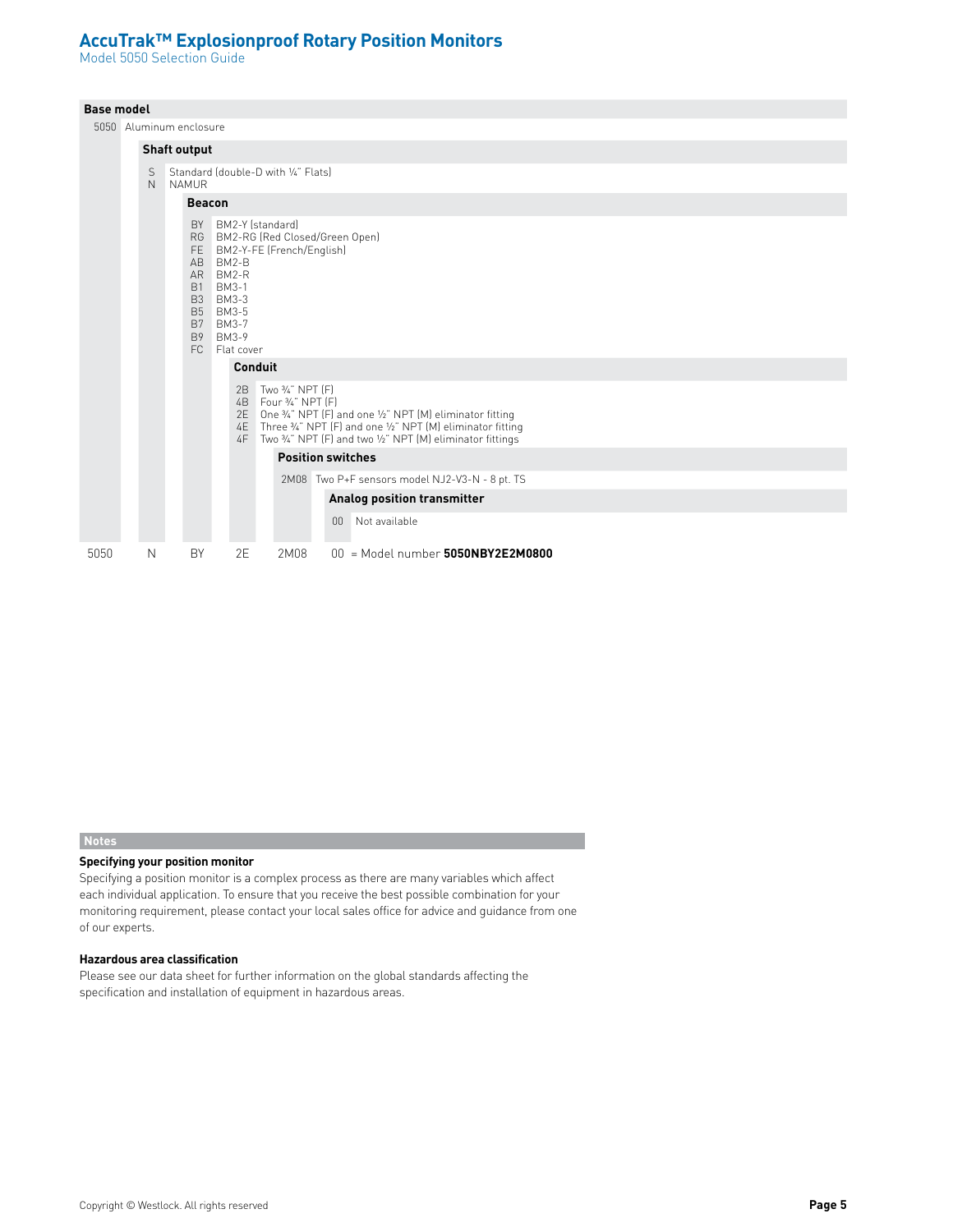# AccuTrak™ Explosionproof Rotary Position Monitors

Model 5050 Selection Guide

**Base model**

| Code | Description |
|---|---|
| 5050 | Aluminum enclosure |

**Shaft output**

| Code | Description |
|---|---|
| S | Standard (double-D with ¼" Flats) |
| N | NAMUR |

**Beacon**

| Code | Description |
|---|---|
| BY | BM2-Y (standard) |
| RG | BM2-RG (Red Closed/Green Open) |
| FE | BM2-Y-FE (French/English) |
| AB | BM2-B |
| AR | BM2-R |
| B1 | BM3-1 |
| B3 | BM3-3 |
| B5 | BM3-5 |
| B7 | BM3-7 |
| B9 | BM3-9 |
| FC | Flat cover |

**Conduit**

| Code | Description |
|---|---|
| 2B | Two ¾" NPT (F) |
| 4B | Four ¾" NPT (F) |
| 2E | One ¾" NPT (F) and one ½" NPT (M) eliminator fitting |
| 4E | Three ¾" NPT (F) and one ½" NPT (M) eliminator fitting |
| 4F | Two ¾" NPT (F) and two ½" NPT (M) eliminator fittings |

**Position switches**

| Code | Description |
|---|---|
| 2M08 | Two P+F sensors model NJ2-V3-N - 8 pt. TS |

**Analog position transmitter**

| Code | Description |
|---|---|
| 00 | Not available |

| Base model | Shaft output | Beacon | Conduit | Position switches | Analog position transmitter | |
|---|---|---|---|---|---|---|
| 5050 | N | BY | 2E | 2M08 | 00 | = Model number **5050NBY2E2M0800** |

## Notes

**Specifying your position monitor**

Specifying a position monitor is a complex process as there are many variables which affect each individual application. To ensure that you receive the best possible combination for your monitoring requirement, please contact your local sales office for advice and guidance from one of our experts.

**Hazardous area classification**

Please see our data sheet for further information on the global standards affecting the specification and installation of equipment in hazardous areas.

Copyright © Westlock. All rights reserved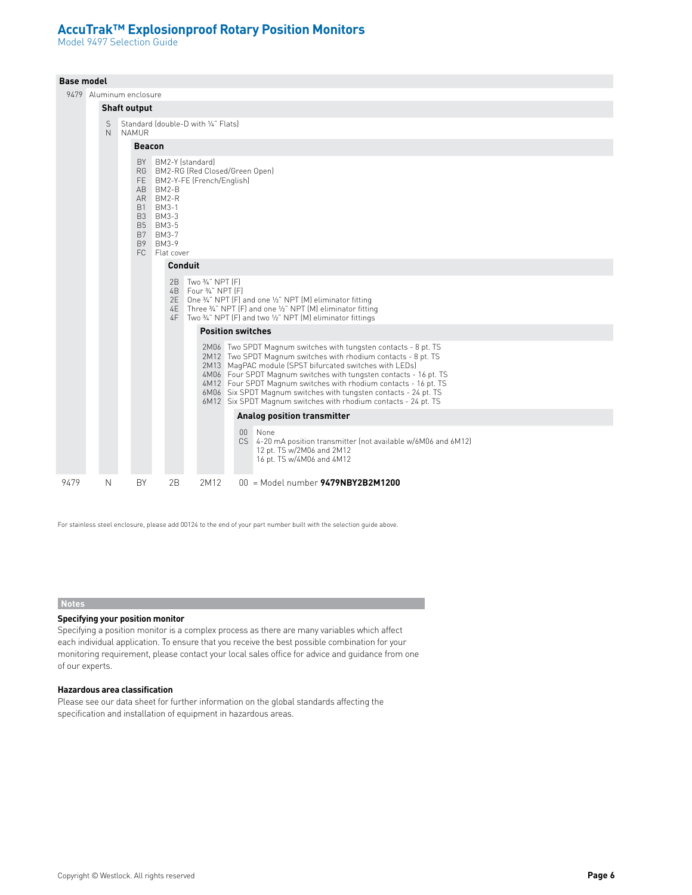# AccuTrak™ Explosionproof Rotary Position Monitors

Model 9497 Selection Guide

## Base model

9479 Aluminum enclosure

### Shaft output

| Code | Description |
|---|---|
| S | Standard (double-D with ¼" Flats) |
| N | NAMUR |

### Beacon

| Code | Description |
|---|---|
| BY | BM2-Y (standard) |
| RG | BM2-RG (Red Closed/Green Open) |
| FE | BM2-Y-FE (French/English) |
| AB | BM2-B |
| AR | BM2-R |
| B1 | BM3-1 |
| B3 | BM3-3 |
| B5 | BM3-5 |
| B7 | BM3-7 |
| B9 | BM3-9 |
| FC | Flat cover |

### Conduit

| Code | Description |
|---|---|
| 2B | Two ¾" NPT (F) |
| 4B | Four ¾" NPT (F) |
| 2E | One ¾" NPT (F) and one ½" NPT (M) eliminator fitting |
| 4E | Three ¾" NPT (F) and one ½" NPT (M) eliminator fitting |
| 4F | Two ¾" NPT (F) and two ½" NPT (M) eliminator fittings |

### Position switches

| Code | Description |
|---|---|
| 2M06 | Two SPDT Magnum switches with tungsten contacts - 8 pt. TS |
| 2M12 | Two SPDT Magnum switches with rhodium contacts - 8 pt. TS |
| 2M13 | MagPAC module (SPST bifurcated switches with LEDs) |
| 4M06 | Four SPDT Magnum switches with tungsten contacts - 16 pt. TS |
| 4M12 | Four SPDT Magnum switches with rhodium contacts - 16 pt. TS |
| 6M06 | Six SPDT Magnum switches with tungsten contacts - 24 pt. TS |
| 6M12 | Six SPDT Magnum switches with rhodium contacts - 24 pt. TS |

### Analog position transmitter

| Code | Description |
|---|---|
| 00 | None |
| CS | 4-20 mA position transmitter (not available w/6M06 and 6M12)<br>12 pt. TS w/2M06 and 2M12<br>16 pt. TS w/4M06 and 4M12 |

| Base model | Shaft output | Beacon | Conduit | Position switches | Analog position transmitter | |
|---|---|---|---|---|---|---|
| 9479 | N | BY | 2B | 2M12 | 00 | = Model number **9479NBY2B2M1200** |

For stainless steel enclosure, please add 00124 to the end of your part number built with the selection guide above.

## Notes

**Specifying your position monitor**

Specifying a position monitor is a complex process as there are many variables which affect each individual application. To ensure that you receive the best possible combination for your monitoring requirement, please contact your local sales office for advice and guidance from one of our experts.

**Hazardous area classification**

Please see our data sheet for further information on the global standards affecting the specification and installation of equipment in hazardous areas.

Copyright © Westlock. All rights reserved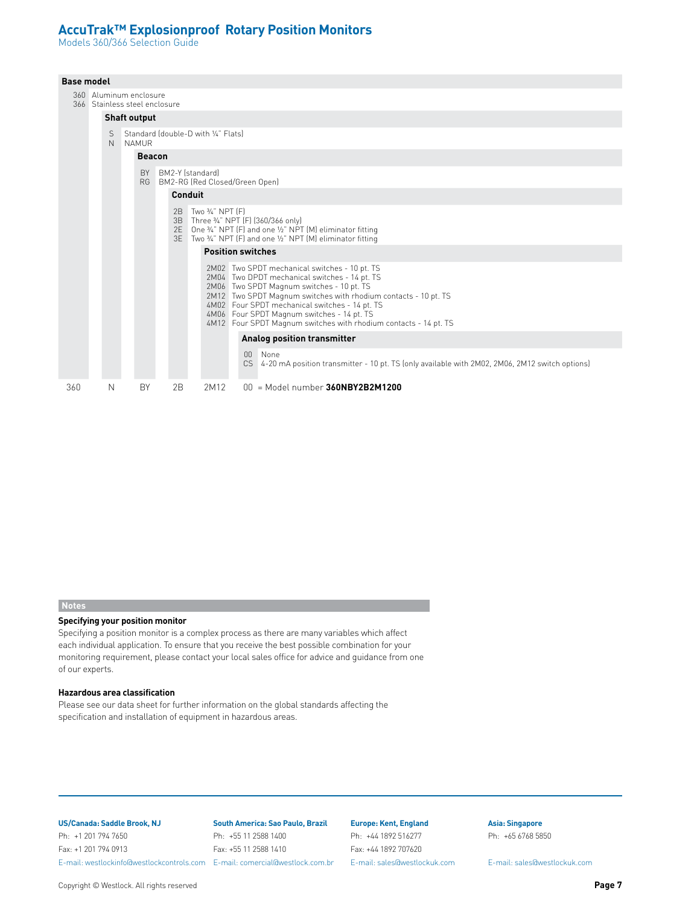# AccuTrak™ Explosionproof Rotary Position Monitors

Models 360/366 Selection Guide

**Base model**

- 360 Aluminum enclosure
- 366 Stainless steel enclosure

**Shaft output**

- S Standard (double-D with ¼" Flats)
- N NAMUR

**Beacon**

- BY BM2-Y (standard)
- RG BM2-RG (Red Closed/Green Open)

**Conduit**

- 2B Two ¾" NPT (F)
- 3B Three ¾" NPT (F) (360/366 only)
- 2E One ¾" NPT (F) and one ½" NPT (M) eliminator fitting
- 3E Two ¾" NPT (F) and one ½" NPT (M) eliminator fitting

**Position switches**

- 2M02 Two SPDT mechanical switches - 10 pt. TS
- 2M04 Two DPDT mechanical switches - 14 pt. TS
- 2M06 Two SPDT Magnum switches - 10 pt. TS
- 2M12 Two SPDT Magnum switches with rhodium contacts - 10 pt. TS
- 4M02 Four SPDT mechanical switches - 14 pt. TS
- 4M06 Four SPDT Magnum switches - 14 pt. TS
- 4M12 Four SPDT Magnum switches with rhodium contacts - 14 pt. TS

**Analog position transmitter**

- 00 None
- CS 4-20 mA position transmitter - 10 pt. TS (only available with 2M02, 2M06, 2M12 switch options)

| Base model | Shaft output | Beacon | Conduit | Position switches | Analog position transmitter | |
|---|---|---|---|---|---|---|
| 360 | N | BY | 2B | 2M12 | 00 | = Model number **360NBY2B2M1200** |

## Notes

**Specifying your position monitor**

Specifying a position monitor is a complex process as there are many variables which affect each individual application. To ensure that you receive the best possible combination for your monitoring requirement, please contact your local sales office for advice and guidance from one of our experts.

**Hazardous area classification**

Please see our data sheet for further information on the global standards affecting the specification and installation of equipment in hazardous areas.

**US/Canada: Saddle Brook, NJ**
Ph: +1 201 794 7650
Fax: +1 201 794 0913
E-mail: westlockinfo@westlockcontrols.com

**South America: Sao Paulo, Brazil**
Ph: +55 11 2588 1400
Fax: +55 11 2588 1410
E-mail: comercial@westlock.com.br

**Europe: Kent, England**
Ph: +44 1892 516277
Fax: +44 1892 707620
E-mail: sales@westlockuk.com

**Asia: Singapore**
Ph: +65 6768 5850
E-mail: sales@westlockuk.com

Copyright © Westlock. All rights reserved